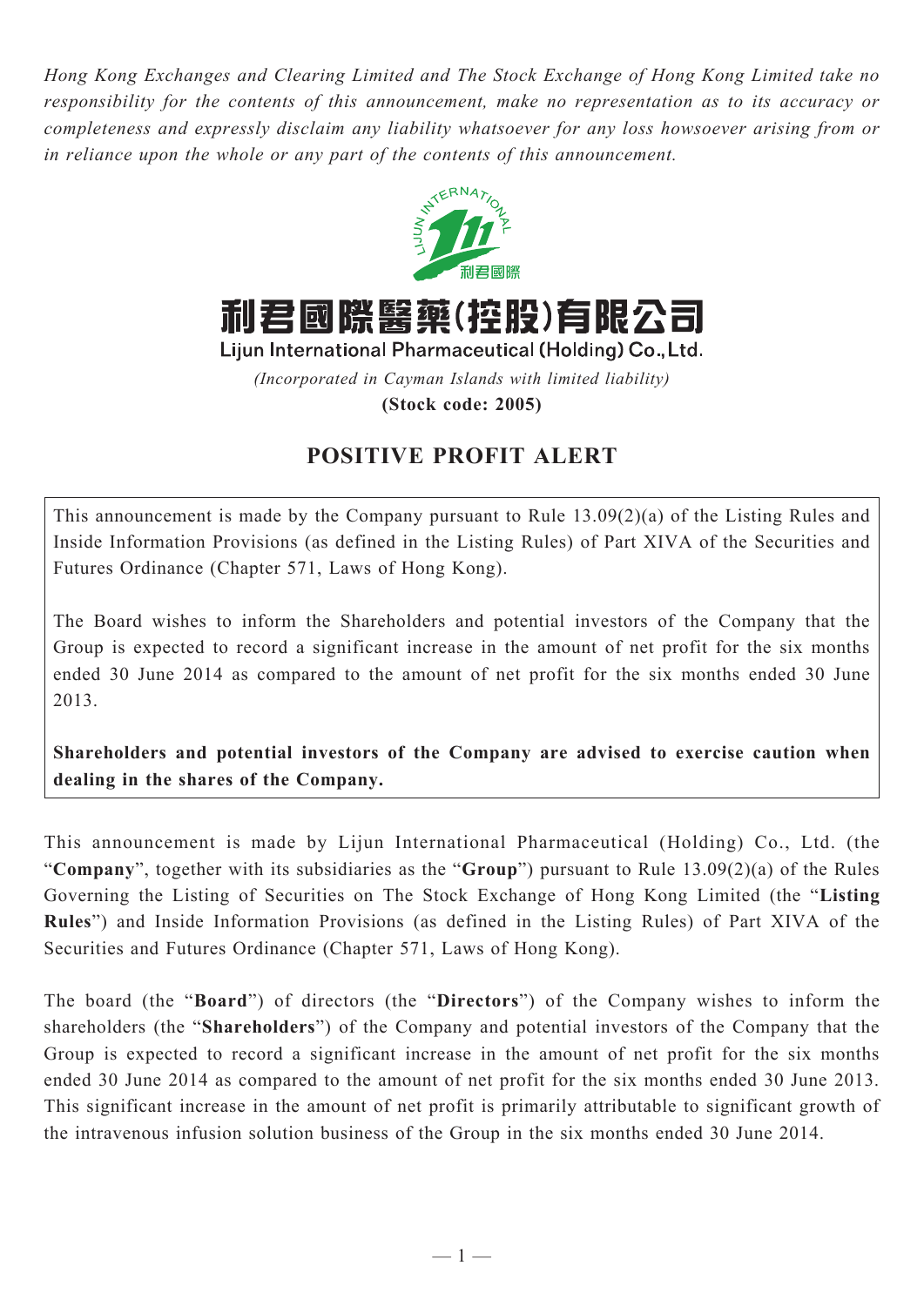*Hong Kong Exchanges and Clearing Limited and The Stock Exchange of Hong Kong Limited take no responsibility for the contents of this announcement, make no representation as to its accuracy or completeness and expressly disclaim any liability whatsoever for any loss howsoever arising from or in reliance upon the whole or any part of the contents of this announcement.*

# 利君國際醫藥(控股)有限公司

**Lijun International Pharmaceutical (Holding) Co., Ltd.**

*(Incorporated in Cayman Islands with limited liability)*

**(Stock code: 2005)**

## POSITIVE PROFIT ALERT

This announcement is made by the Company pursuant to Rule 13.09(2)(a) of the Listing Rules and Inside Information Provisions (as defined in the Listing Rules) of Part XIVA of the Securities and Futures Ordinance (Chapter 571, Laws of Hong Kong).

The Board wishes to inform the Shareholders and potential investors of the Company that the Group is expected to record a significant increase in the amount of net profit for the six months ended 30 June 2014 as compared to the amount of net profit for the six months ended 30 June 2013.

**Shareholders and potential investors of the Company are advised to exercise caution when dealing in the shares of the Company.**

This announcement is made by Lijun International Pharmaceutical (Holding) Co., Ltd. (the "**Company**", together with its subsidiaries as the "**Group**") pursuant to Rule 13.09(2)(a) of the Rules Governing the Listing of Securities on The Stock Exchange of Hong Kong Limited (the "**Listing Rules**") and Inside Information Provisions (as defined in the Listing Rules) of Part XIVA of the Securities and Futures Ordinance (Chapter 571, Laws of Hong Kong).

The board (the "**Board**") of directors (the "**Directors**") of the Company wishes to inform the shareholders (the "**Shareholders**") of the Company and potential investors of the Company that the Group is expected to record a significant increase in the amount of net profit for the six months ended 30 June 2014 as compared to the amount of net profit for the six months ended 30 June 2013. This significant increase in the amount of net profit is primarily attributable to significant growth of the intravenous infusion solution business of the Group in the six months ended 30 June 2014.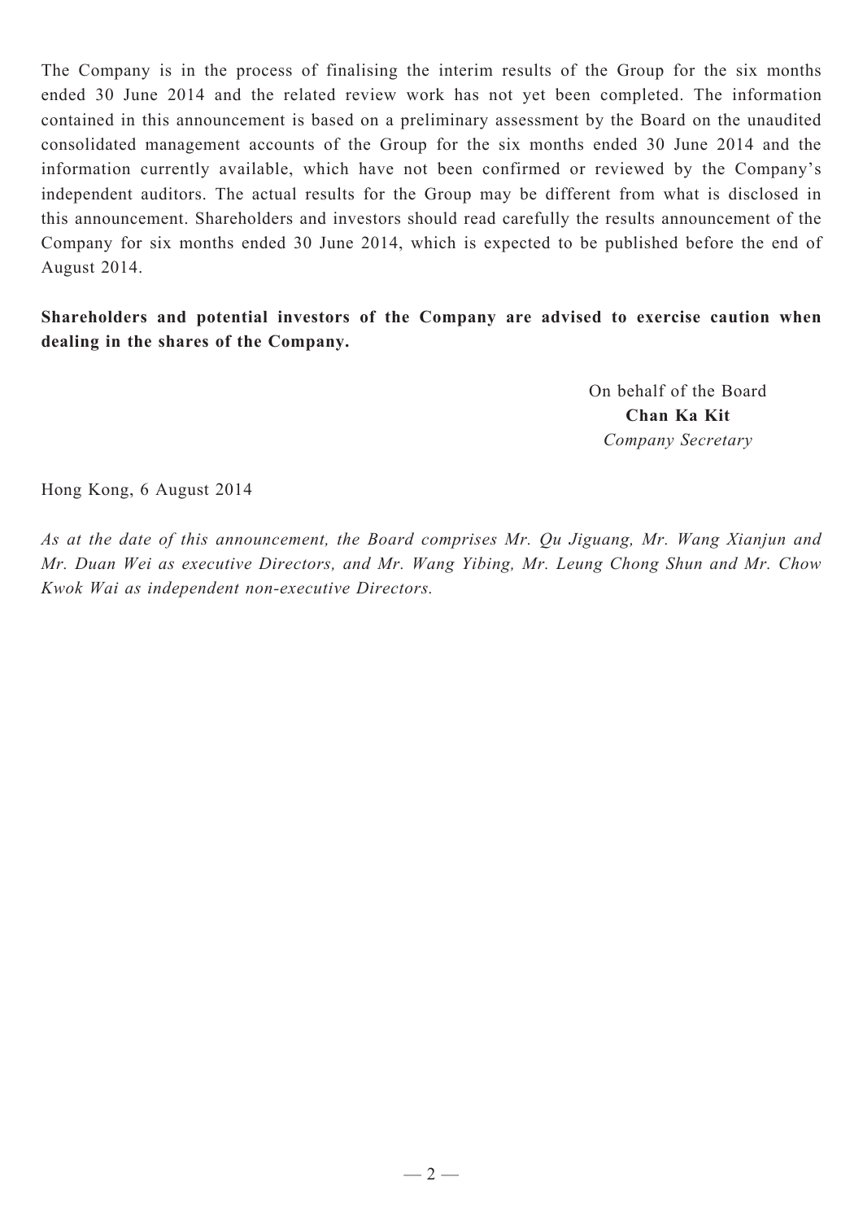The Company is in the process of finalising the interim results of the Group for the six months ended 30 June 2014 and the related review work has not yet been completed. The information contained in this announcement is based on a preliminary assessment by the Board on the unaudited consolidated management accounts of the Group for the six months ended 30 June 2014 and the information currently available, which have not been confirmed or reviewed by the Company's independent auditors. The actual results for the Group may be different from what is disclosed in this announcement. Shareholders and investors should read carefully the results announcement of the Company for six months ended 30 June 2014, which is expected to be published before the end of August 2014.

**Shareholders and potential investors of the Company are advised to exercise caution when dealing in the shares of the Company.**

On behalf of the Board
**Chan Ka Kit**
*Company Secretary*

Hong Kong, 6 August 2014

*As at the date of this announcement, the Board comprises Mr. Qu Jiguang, Mr. Wang Xianjun and Mr. Duan Wei as executive Directors, and Mr. Wang Yibing, Mr. Leung Chong Shun and Mr. Chow Kwok Wai as independent non-executive Directors.*